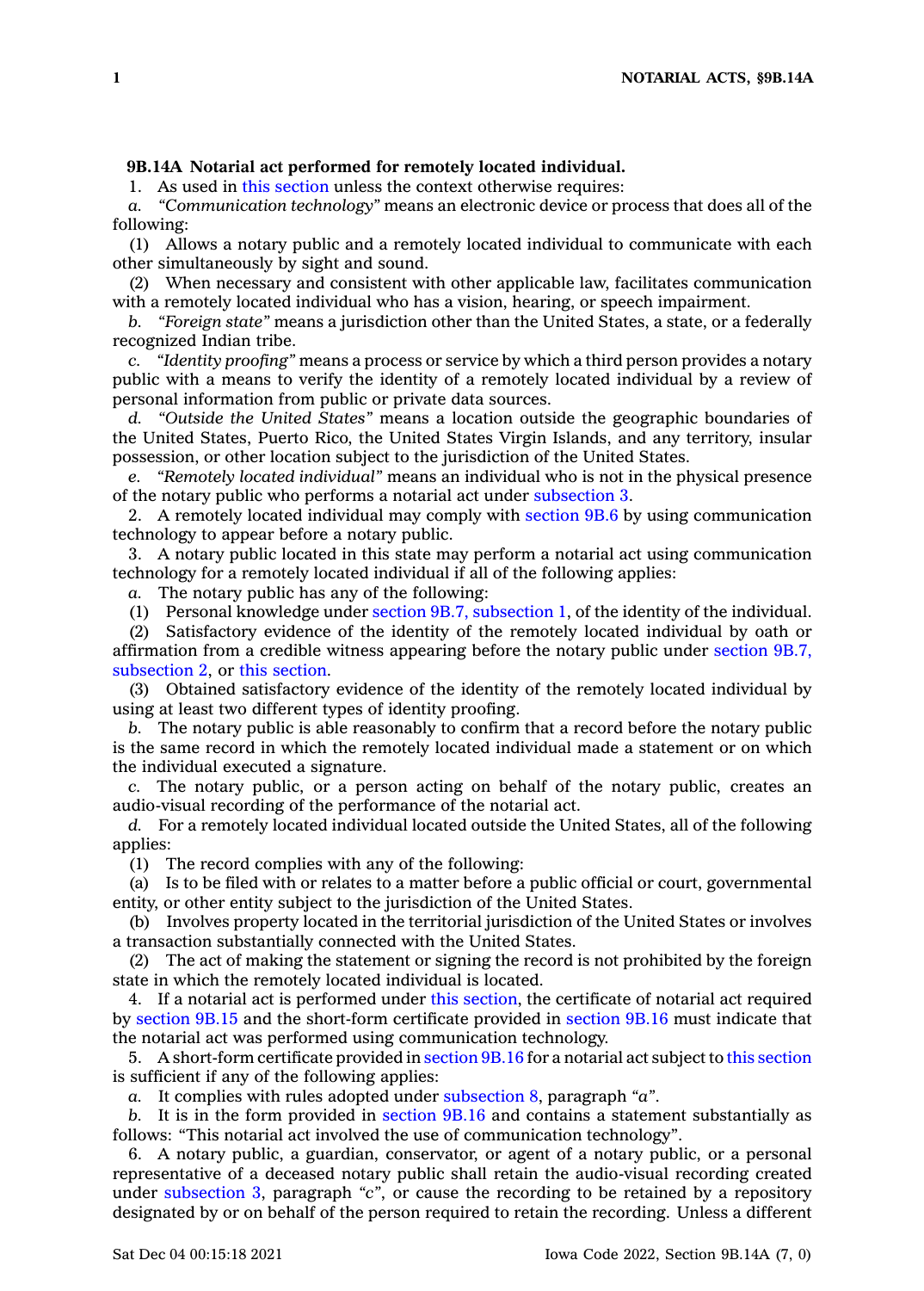**9B.14A Notarial act performed for remotely located individual.**

1. As used in this section unless the context otherwise requires:

*a.* *"Communication technology"* means an electronic device or process that does all of the following:

(1) Allows a notary public and a remotely located individual to communicate with each other simultaneously by sight and sound.

(2) When necessary and consistent with other applicable law, facilitates communication with a remotely located individual who has a vision, hearing, or speech impairment.

*b.* *"Foreign state"* means a jurisdiction other than the United States, a state, or a federally recognized Indian tribe.

*c.* *"Identity proofing"* means a process or service by which a third person provides a notary public with a means to verify the identity of a remotely located individual by a review of personal information from public or private data sources.

*d.* *"Outside the United States"* means a location outside the geographic boundaries of the United States, Puerto Rico, the United States Virgin Islands, and any territory, insular possession, or other location subject to the jurisdiction of the United States.

*e.* *"Remotely located individual"* means an individual who is not in the physical presence of the notary public who performs a notarial act under subsection 3.

2. A remotely located individual may comply with section 9B.6 by using communication technology to appear before a notary public.

3. A notary public located in this state may perform a notarial act using communication technology for a remotely located individual if all of the following applies:

*a.* The notary public has any of the following:

(1) Personal knowledge under section 9B.7, subsection 1, of the identity of the individual.

(2) Satisfactory evidence of the identity of the remotely located individual by oath or affirmation from a credible witness appearing before the notary public under section 9B.7, subsection 2, or this section.

(3) Obtained satisfactory evidence of the identity of the remotely located individual by using at least two different types of identity proofing.

*b.* The notary public is able reasonably to confirm that a record before the notary public is the same record in which the remotely located individual made a statement or on which the individual executed a signature.

*c.* The notary public, or a person acting on behalf of the notary public, creates an audio-visual recording of the performance of the notarial act.

*d.* For a remotely located individual located outside the United States, all of the following applies:

(1) The record complies with any of the following:

(a) Is to be filed with or relates to a matter before a public official or court, governmental entity, or other entity subject to the jurisdiction of the United States.

(b) Involves property located in the territorial jurisdiction of the United States or involves a transaction substantially connected with the United States.

(2) The act of making the statement or signing the record is not prohibited by the foreign state in which the remotely located individual is located.

4. If a notarial act is performed under this section, the certificate of notarial act required by section 9B.15 and the short-form certificate provided in section 9B.16 must indicate that the notarial act was performed using communication technology.

5. A short-form certificate provided in section 9B.16 for a notarial act subject to this section is sufficient if any of the following applies:

*a.* It complies with rules adopted under subsection 8, paragraph *"a"*.

*b.* It is in the form provided in section 9B.16 and contains a statement substantially as follows: "This notarial act involved the use of communication technology".

6. A notary public, a guardian, conservator, or agent of a notary public, or a personal representative of a deceased notary public shall retain the audio-visual recording created under subsection 3, paragraph *"c"*, or cause the recording to be retained by a repository designated by or on behalf of the person required to retain the recording. Unless a different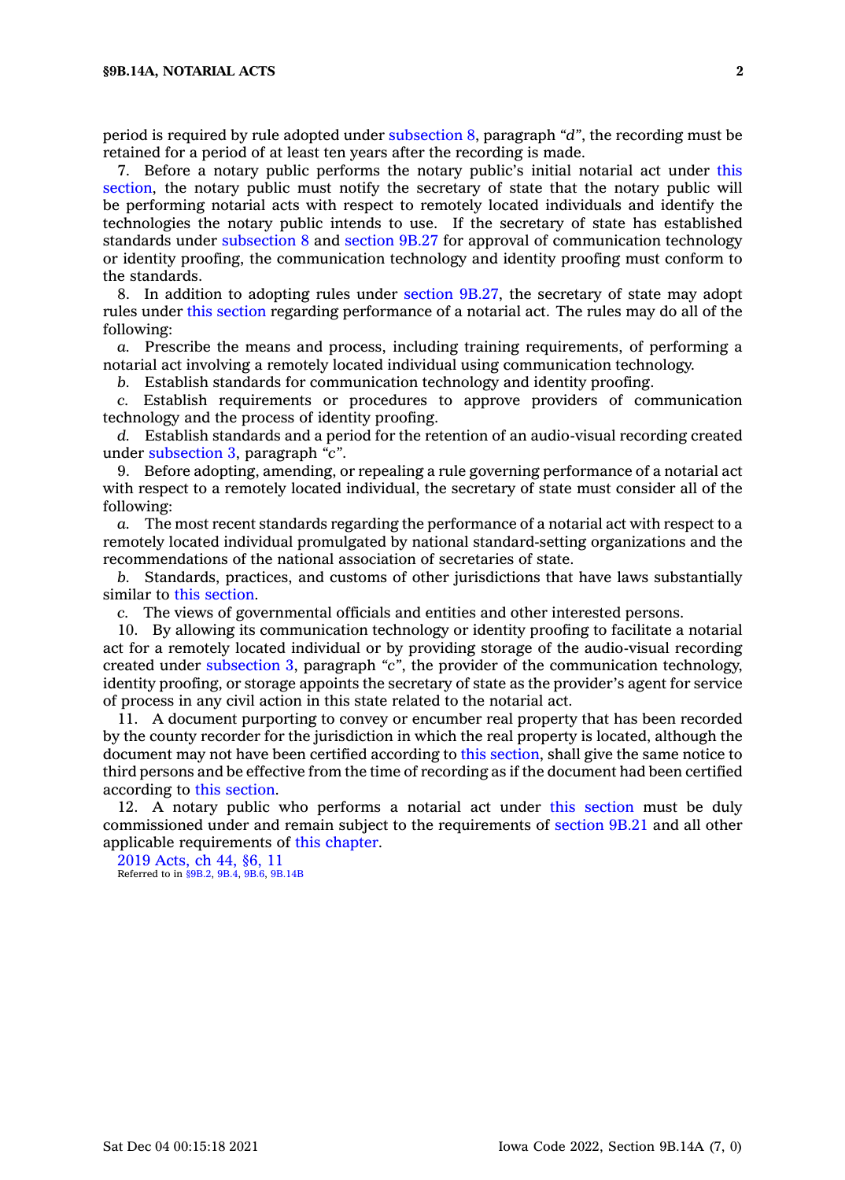period is required by rule adopted under subsection 8, paragraph *"d"*, the recording must be retained for a period of at least ten years after the recording is made.

7. Before a notary public performs the notary public's initial notarial act under this section, the notary public must notify the secretary of state that the notary public will be performing notarial acts with respect to remotely located individuals and identify the technologies the notary public intends to use. If the secretary of state has established standards under subsection 8 and section 9B.27 for approval of communication technology or identity proofing, the communication technology and identity proofing must conform to the standards.

8. In addition to adopting rules under section 9B.27, the secretary of state may adopt rules under this section regarding performance of a notarial act. The rules may do all of the following:

*a.* Prescribe the means and process, including training requirements, of performing a notarial act involving a remotely located individual using communication technology.

*b.* Establish standards for communication technology and identity proofing.

*c.* Establish requirements or procedures to approve providers of communication technology and the process of identity proofing.

*d.* Establish standards and a period for the retention of an audio-visual recording created under subsection 3, paragraph *"c"*.

9. Before adopting, amending, or repealing a rule governing performance of a notarial act with respect to a remotely located individual, the secretary of state must consider all of the following:

*a.* The most recent standards regarding the performance of a notarial act with respect to a remotely located individual promulgated by national standard-setting organizations and the recommendations of the national association of secretaries of state.

*b.* Standards, practices, and customs of other jurisdictions that have laws substantially similar to this section.

*c.* The views of governmental officials and entities and other interested persons.

10. By allowing its communication technology or identity proofing to facilitate a notarial act for a remotely located individual or by providing storage of the audio-visual recording created under subsection 3, paragraph *"c"*, the provider of the communication technology, identity proofing, or storage appoints the secretary of state as the provider's agent for service of process in any civil action in this state related to the notarial act.

11. A document purporting to convey or encumber real property that has been recorded by the county recorder for the jurisdiction in which the real property is located, although the document may not have been certified according to this section, shall give the same notice to third persons and be effective from the time of recording as if the document had been certified according to this section.

12. A notary public who performs a notarial act under this section must be duly commissioned under and remain subject to the requirements of section 9B.21 and all other applicable requirements of this chapter.

2019 Acts, ch 44, §6, 11

Referred to in §9B.2, 9B.4, 9B.6, 9B.14B